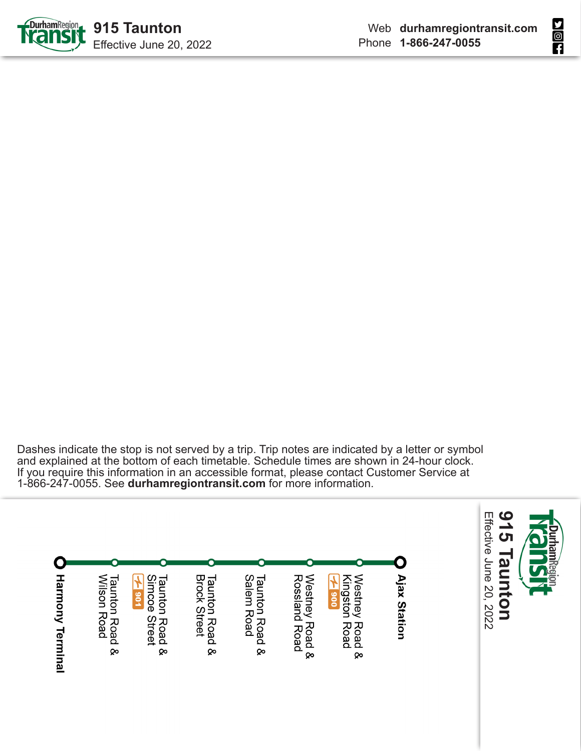# 915 Taunton

Effective June 20, 2022

Web **durhamregiontransit.com**
Phone **1-866-247-0055**

Dashes indicate the stop is not served by a trip. Trip notes are indicated by a letter or symbol and explained at the bottom of each timetable. Schedule times are shown in 24-hour clock. If you require this information in an accessible format, please contact Customer Service at 1-866-247-0055. See **durhamregiontransit.com** for more information.

## 915 Taunton

Effective June 20, 2022

- **Ajax Station**
- Westney Road & Kingston Road (900)
- Westney Road & Rossland Road
- Taunton Road & Salem Road
- Taunton Road & Brock Street
- Taunton Road & Simcoe Street (901)
- Taunton Road & Wilson Road
- **Harmony Terminal**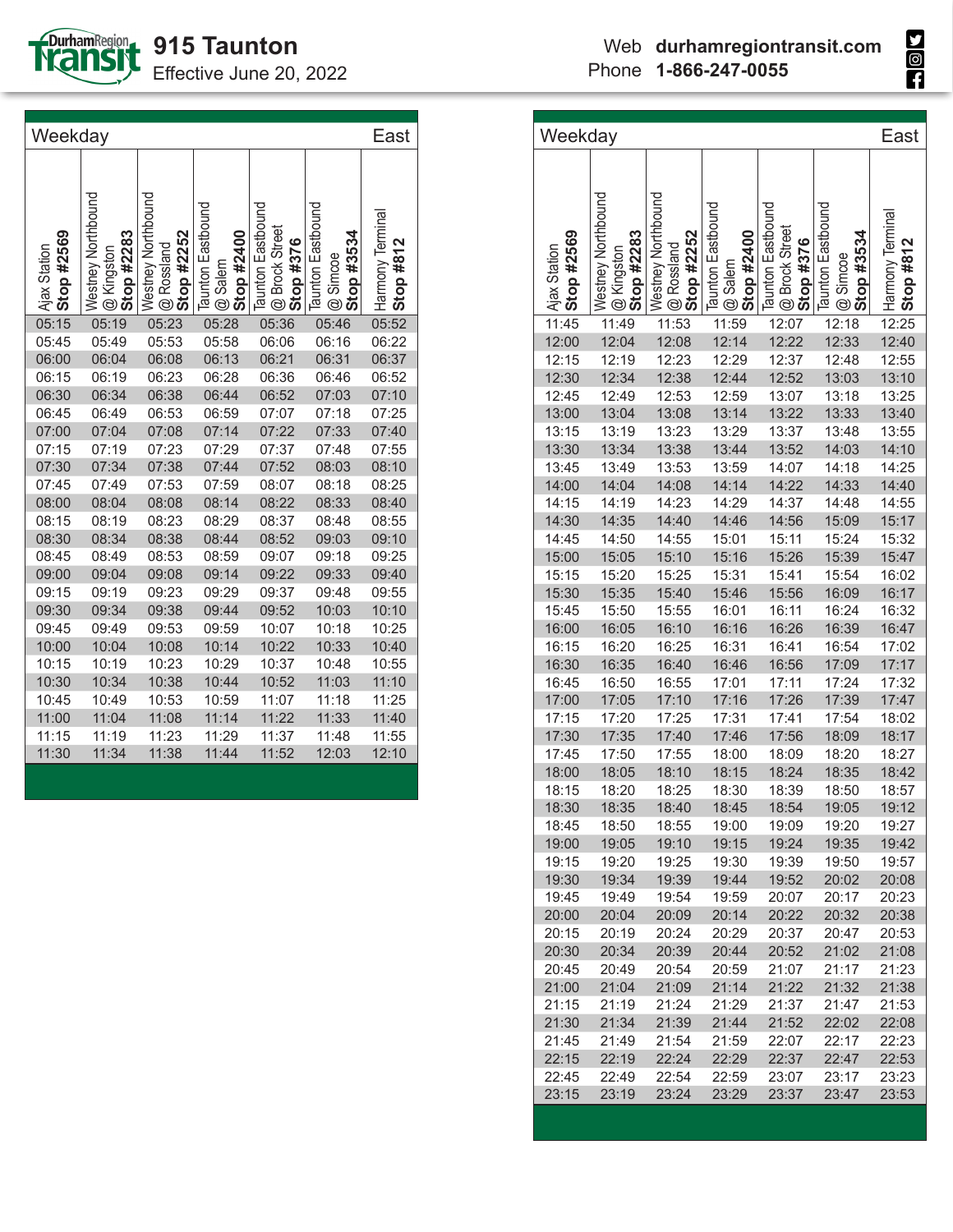# 915 Taunton

Effective June 20, 2022

Web **durhamregiontransit.com**
Phone **1-866-247-0055**

## Weekday — East

| Ajax Station **Stop #2569** | Westney Northbound @ Kingston **Stop #2283** | Westney Northbound @ Rossland **Stop #2252** | Taunton Eastbound @ Salem **Stop #2400** | Taunton Eastbound @ Brock Street **Stop #376** | Taunton Eastbound @ Simcoe **Stop #3534** | Harmony Terminal **Stop #812** |
|---|---|---|---|---|---|---|
| 05:15 | 05:19 | 05:23 | 05:28 | 05:36 | 05:46 | 05:52 |
| 05:45 | 05:49 | 05:53 | 05:58 | 06:06 | 06:16 | 06:22 |
| 06:00 | 06:04 | 06:08 | 06:13 | 06:21 | 06:31 | 06:37 |
| 06:15 | 06:19 | 06:23 | 06:28 | 06:36 | 06:46 | 06:52 |
| 06:30 | 06:34 | 06:38 | 06:44 | 06:52 | 07:03 | 07:10 |
| 06:45 | 06:49 | 06:53 | 06:59 | 07:07 | 07:18 | 07:25 |
| 07:00 | 07:04 | 07:08 | 07:14 | 07:22 | 07:33 | 07:40 |
| 07:15 | 07:19 | 07:23 | 07:29 | 07:37 | 07:48 | 07:55 |
| 07:30 | 07:34 | 07:38 | 07:44 | 07:52 | 08:03 | 08:10 |
| 07:45 | 07:49 | 07:53 | 07:59 | 08:07 | 08:18 | 08:25 |
| 08:00 | 08:04 | 08:08 | 08:14 | 08:22 | 08:33 | 08:40 |
| 08:15 | 08:19 | 08:23 | 08:29 | 08:37 | 08:48 | 08:55 |
| 08:30 | 08:34 | 08:38 | 08:44 | 08:52 | 09:03 | 09:10 |
| 08:45 | 08:49 | 08:53 | 08:59 | 09:07 | 09:18 | 09:25 |
| 09:00 | 09:04 | 09:08 | 09:14 | 09:22 | 09:33 | 09:40 |
| 09:15 | 09:19 | 09:23 | 09:29 | 09:37 | 09:48 | 09:55 |
| 09:30 | 09:34 | 09:38 | 09:44 | 09:52 | 10:03 | 10:10 |
| 09:45 | 09:49 | 09:53 | 09:59 | 10:07 | 10:18 | 10:25 |
| 10:00 | 10:04 | 10:08 | 10:14 | 10:22 | 10:33 | 10:40 |
| 10:15 | 10:19 | 10:23 | 10:29 | 10:37 | 10:48 | 10:55 |
| 10:30 | 10:34 | 10:38 | 10:44 | 10:52 | 11:03 | 11:10 |
| 10:45 | 10:49 | 10:53 | 10:59 | 11:07 | 11:18 | 11:25 |
| 11:00 | 11:04 | 11:08 | 11:14 | 11:22 | 11:33 | 11:40 |
| 11:15 | 11:19 | 11:23 | 11:29 | 11:37 | 11:48 | 11:55 |
| 11:30 | 11:34 | 11:38 | 11:44 | 11:52 | 12:03 | 12:10 |
| 11:45 | 11:49 | 11:53 | 11:59 | 12:07 | 12:18 | 12:25 |
| 12:00 | 12:04 | 12:08 | 12:14 | 12:22 | 12:33 | 12:40 |
| 12:15 | 12:19 | 12:23 | 12:29 | 12:37 | 12:48 | 12:55 |
| 12:30 | 12:34 | 12:38 | 12:44 | 12:52 | 13:03 | 13:10 |
| 12:45 | 12:49 | 12:53 | 12:59 | 13:07 | 13:18 | 13:25 |
| 13:00 | 13:04 | 13:08 | 13:14 | 13:22 | 13:33 | 13:40 |
| 13:15 | 13:19 | 13:23 | 13:29 | 13:37 | 13:48 | 13:55 |
| 13:30 | 13:34 | 13:38 | 13:44 | 13:52 | 14:03 | 14:10 |
| 13:45 | 13:49 | 13:53 | 13:59 | 14:07 | 14:18 | 14:25 |
| 14:00 | 14:04 | 14:08 | 14:14 | 14:22 | 14:33 | 14:40 |
| 14:15 | 14:19 | 14:23 | 14:29 | 14:37 | 14:48 | 14:55 |
| 14:30 | 14:35 | 14:40 | 14:46 | 14:56 | 15:09 | 15:17 |
| 14:45 | 14:50 | 14:55 | 15:01 | 15:11 | 15:24 | 15:32 |
| 15:00 | 15:05 | 15:10 | 15:16 | 15:26 | 15:39 | 15:47 |
| 15:15 | 15:20 | 15:25 | 15:31 | 15:41 | 15:54 | 16:02 |
| 15:30 | 15:35 | 15:40 | 15:46 | 15:56 | 16:09 | 16:17 |
| 15:45 | 15:50 | 15:55 | 16:01 | 16:11 | 16:24 | 16:32 |
| 16:00 | 16:05 | 16:10 | 16:16 | 16:26 | 16:39 | 16:47 |
| 16:15 | 16:20 | 16:25 | 16:31 | 16:41 | 16:54 | 17:02 |
| 16:30 | 16:35 | 16:40 | 16:46 | 16:56 | 17:09 | 17:17 |
| 16:45 | 16:50 | 16:55 | 17:01 | 17:11 | 17:24 | 17:32 |
| 17:00 | 17:05 | 17:10 | 17:16 | 17:26 | 17:39 | 17:47 |
| 17:15 | 17:20 | 17:25 | 17:31 | 17:41 | 17:54 | 18:02 |
| 17:30 | 17:35 | 17:40 | 17:46 | 17:56 | 18:09 | 18:17 |
| 17:45 | 17:50 | 17:55 | 18:00 | 18:09 | 18:20 | 18:27 |
| 18:00 | 18:05 | 18:10 | 18:15 | 18:24 | 18:35 | 18:42 |
| 18:15 | 18:20 | 18:25 | 18:30 | 18:39 | 18:50 | 18:57 |
| 18:30 | 18:35 | 18:40 | 18:45 | 18:54 | 19:05 | 19:12 |
| 18:45 | 18:50 | 18:55 | 19:00 | 19:09 | 19:20 | 19:27 |
| 19:00 | 19:05 | 19:10 | 19:15 | 19:24 | 19:35 | 19:42 |
| 19:15 | 19:20 | 19:25 | 19:30 | 19:39 | 19:50 | 19:57 |
| 19:30 | 19:34 | 19:39 | 19:44 | 19:52 | 20:02 | 20:08 |
| 19:45 | 19:49 | 19:54 | 19:59 | 20:07 | 20:17 | 20:23 |
| 20:00 | 20:04 | 20:09 | 20:14 | 20:22 | 20:32 | 20:38 |
| 20:15 | 20:19 | 20:24 | 20:29 | 20:37 | 20:47 | 20:53 |
| 20:30 | 20:34 | 20:39 | 20:44 | 20:52 | 21:02 | 21:08 |
| 20:45 | 20:49 | 20:54 | 20:59 | 21:07 | 21:17 | 21:23 |
| 21:00 | 21:04 | 21:09 | 21:14 | 21:22 | 21:32 | 21:38 |
| 21:15 | 21:19 | 21:24 | 21:29 | 21:37 | 21:47 | 21:53 |
| 21:30 | 21:34 | 21:39 | 21:44 | 21:52 | 22:02 | 22:08 |
| 21:45 | 21:49 | 21:54 | 21:59 | 22:07 | 22:17 | 22:23 |
| 22:15 | 22:19 | 22:24 | 22:29 | 22:37 | 22:47 | 22:53 |
| 22:45 | 22:49 | 22:54 | 22:59 | 23:07 | 23:17 | 23:23 |
| 23:15 | 23:19 | 23:24 | 23:29 | 23:37 | 23:47 | 23:53 |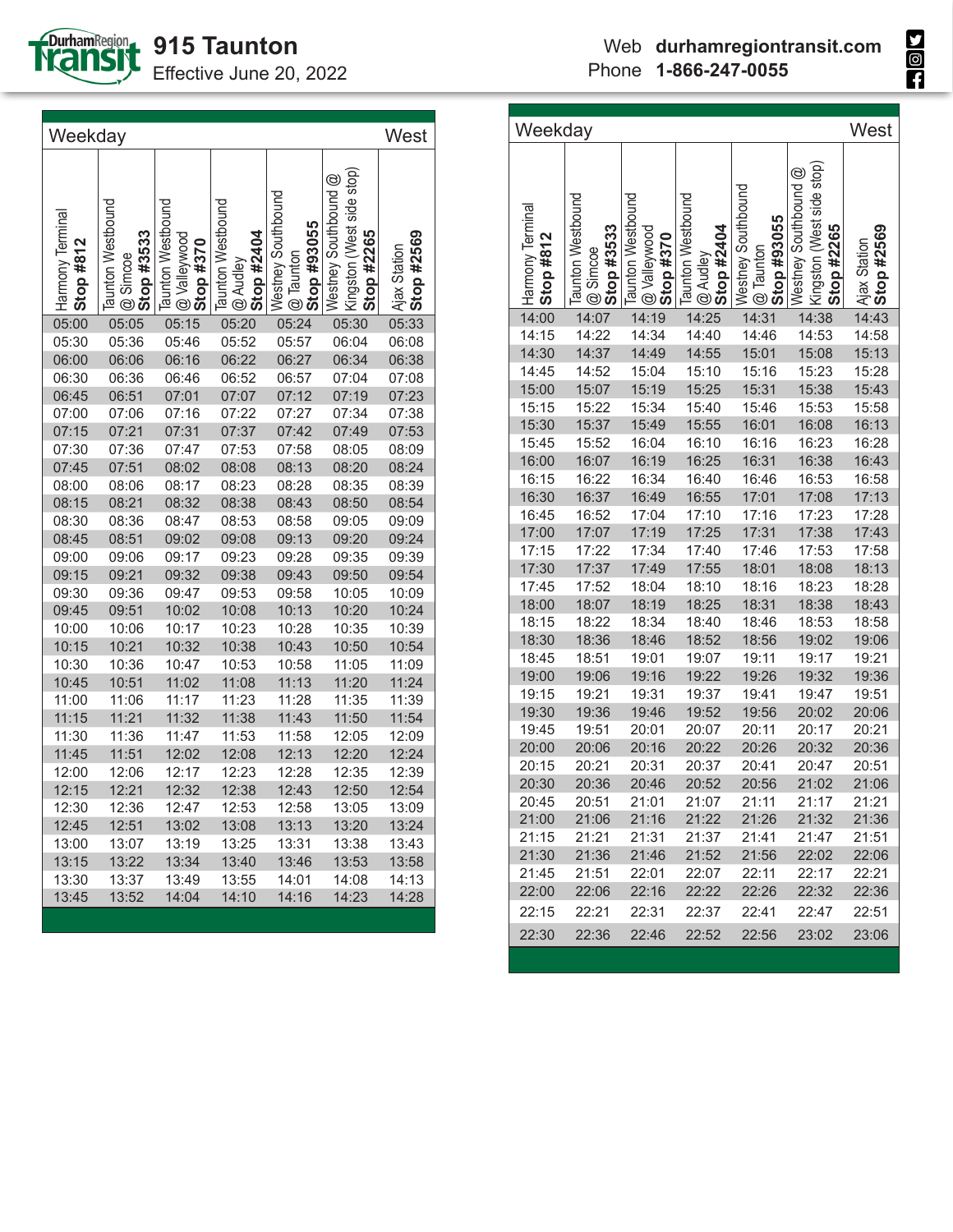# 915 Taunton

Effective June 20, 2022

Web **durhamregiontransit.com**
Phone **1-866-247-0055**

## Weekday — West

| Harmony Terminal **Stop #812** | Taunton Westbound @ Simcoe **Stop #3533** | Taunton Westbound @ Valleywood **Stop #370** | Taunton Westbound @ Audley **Stop #2404** | Westney Southbound @ Taunton **Stop #93055** | Westney Southbound @ Kingston (West side stop) **Stop #2265** | Ajax Station **Stop #2569** |
|---|---|---|---|---|---|---|
| 05:00 | 05:05 | 05:15 | 05:20 | 05:24 | 05:30 | 05:33 |
| 05:30 | 05:36 | 05:46 | 05:52 | 05:57 | 06:04 | 06:08 |
| 06:00 | 06:06 | 06:16 | 06:22 | 06:27 | 06:34 | 06:38 |
| 06:30 | 06:36 | 06:46 | 06:52 | 06:57 | 07:04 | 07:08 |
| 06:45 | 06:51 | 07:01 | 07:07 | 07:12 | 07:19 | 07:23 |
| 07:00 | 07:06 | 07:16 | 07:22 | 07:27 | 07:34 | 07:38 |
| 07:15 | 07:21 | 07:31 | 07:37 | 07:42 | 07:49 | 07:53 |
| 07:30 | 07:36 | 07:47 | 07:53 | 07:58 | 08:05 | 08:09 |
| 07:45 | 07:51 | 08:02 | 08:08 | 08:13 | 08:20 | 08:24 |
| 08:00 | 08:06 | 08:17 | 08:23 | 08:28 | 08:35 | 08:39 |
| 08:15 | 08:21 | 08:32 | 08:38 | 08:43 | 08:50 | 08:54 |
| 08:30 | 08:36 | 08:47 | 08:53 | 08:58 | 09:05 | 09:09 |
| 08:45 | 08:51 | 09:02 | 09:08 | 09:13 | 09:20 | 09:24 |
| 09:00 | 09:06 | 09:17 | 09:23 | 09:28 | 09:35 | 09:39 |
| 09:15 | 09:21 | 09:32 | 09:38 | 09:43 | 09:50 | 09:54 |
| 09:30 | 09:36 | 09:47 | 09:53 | 09:58 | 10:05 | 10:09 |
| 09:45 | 09:51 | 10:02 | 10:08 | 10:13 | 10:20 | 10:24 |
| 10:00 | 10:06 | 10:17 | 10:23 | 10:28 | 10:35 | 10:39 |
| 10:15 | 10:21 | 10:32 | 10:38 | 10:43 | 10:50 | 10:54 |
| 10:30 | 10:36 | 10:47 | 10:53 | 10:58 | 11:05 | 11:09 |
| 10:45 | 10:51 | 11:02 | 11:08 | 11:13 | 11:20 | 11:24 |
| 11:00 | 11:06 | 11:17 | 11:23 | 11:28 | 11:35 | 11:39 |
| 11:15 | 11:21 | 11:32 | 11:38 | 11:43 | 11:50 | 11:54 |
| 11:30 | 11:36 | 11:47 | 11:53 | 11:58 | 12:05 | 12:09 |
| 11:45 | 11:51 | 12:02 | 12:08 | 12:13 | 12:20 | 12:24 |
| 12:00 | 12:06 | 12:17 | 12:23 | 12:28 | 12:35 | 12:39 |
| 12:15 | 12:21 | 12:32 | 12:38 | 12:43 | 12:50 | 12:54 |
| 12:30 | 12:36 | 12:47 | 12:53 | 12:58 | 13:05 | 13:09 |
| 12:45 | 12:51 | 13:02 | 13:08 | 13:13 | 13:20 | 13:24 |
| 13:00 | 13:07 | 13:19 | 13:25 | 13:31 | 13:38 | 13:43 |
| 13:15 | 13:22 | 13:34 | 13:40 | 13:46 | 13:53 | 13:58 |
| 13:30 | 13:37 | 13:49 | 13:55 | 14:01 | 14:08 | 14:13 |
| 13:45 | 13:52 | 14:04 | 14:10 | 14:16 | 14:23 | 14:28 |
| 14:00 | 14:07 | 14:19 | 14:25 | 14:31 | 14:38 | 14:43 |
| 14:15 | 14:22 | 14:34 | 14:40 | 14:46 | 14:53 | 14:58 |
| 14:30 | 14:37 | 14:49 | 14:55 | 15:01 | 15:08 | 15:13 |
| 14:45 | 14:52 | 15:04 | 15:10 | 15:16 | 15:23 | 15:28 |
| 15:00 | 15:07 | 15:19 | 15:25 | 15:31 | 15:38 | 15:43 |
| 15:15 | 15:22 | 15:34 | 15:40 | 15:46 | 15:53 | 15:58 |
| 15:30 | 15:37 | 15:49 | 15:55 | 16:01 | 16:08 | 16:13 |
| 15:45 | 15:52 | 16:04 | 16:10 | 16:16 | 16:23 | 16:28 |
| 16:00 | 16:07 | 16:19 | 16:25 | 16:31 | 16:38 | 16:43 |
| 16:15 | 16:22 | 16:34 | 16:40 | 16:46 | 16:53 | 16:58 |
| 16:30 | 16:37 | 16:49 | 16:55 | 17:01 | 17:08 | 17:13 |
| 16:45 | 16:52 | 17:04 | 17:10 | 17:16 | 17:23 | 17:28 |
| 17:00 | 17:07 | 17:19 | 17:25 | 17:31 | 17:38 | 17:43 |
| 17:15 | 17:22 | 17:34 | 17:40 | 17:46 | 17:53 | 17:58 |
| 17:30 | 17:37 | 17:49 | 17:55 | 18:01 | 18:08 | 18:13 |
| 17:45 | 17:52 | 18:04 | 18:10 | 18:16 | 18:23 | 18:28 |
| 18:00 | 18:07 | 18:19 | 18:25 | 18:31 | 18:38 | 18:43 |
| 18:15 | 18:22 | 18:34 | 18:40 | 18:46 | 18:53 | 18:58 |
| 18:30 | 18:36 | 18:46 | 18:52 | 18:56 | 19:02 | 19:06 |
| 18:45 | 18:51 | 19:01 | 19:07 | 19:11 | 19:17 | 19:21 |
| 19:00 | 19:06 | 19:16 | 19:22 | 19:26 | 19:32 | 19:36 |
| 19:15 | 19:21 | 19:31 | 19:37 | 19:41 | 19:47 | 19:51 |
| 19:30 | 19:36 | 19:46 | 19:52 | 19:56 | 20:02 | 20:06 |
| 19:45 | 19:51 | 20:01 | 20:07 | 20:11 | 20:17 | 20:21 |
| 20:00 | 20:06 | 20:16 | 20:22 | 20:26 | 20:32 | 20:36 |
| 20:15 | 20:21 | 20:31 | 20:37 | 20:41 | 20:47 | 20:51 |
| 20:30 | 20:36 | 20:46 | 20:52 | 20:56 | 21:02 | 21:06 |
| 20:45 | 20:51 | 21:01 | 21:07 | 21:11 | 21:17 | 21:21 |
| 21:00 | 21:06 | 21:16 | 21:22 | 21:26 | 21:32 | 21:36 |
| 21:15 | 21:21 | 21:31 | 21:37 | 21:41 | 21:47 | 21:51 |
| 21:30 | 21:36 | 21:46 | 21:52 | 21:56 | 22:02 | 22:06 |
| 21:45 | 21:51 | 22:01 | 22:07 | 22:11 | 22:17 | 22:21 |
| 22:00 | 22:06 | 22:16 | 22:22 | 22:26 | 22:32 | 22:36 |
| 22:15 | 22:21 | 22:31 | 22:37 | 22:41 | 22:47 | 22:51 |
| 22:30 | 22:36 | 22:46 | 22:52 | 22:56 | 23:02 | 23:06 |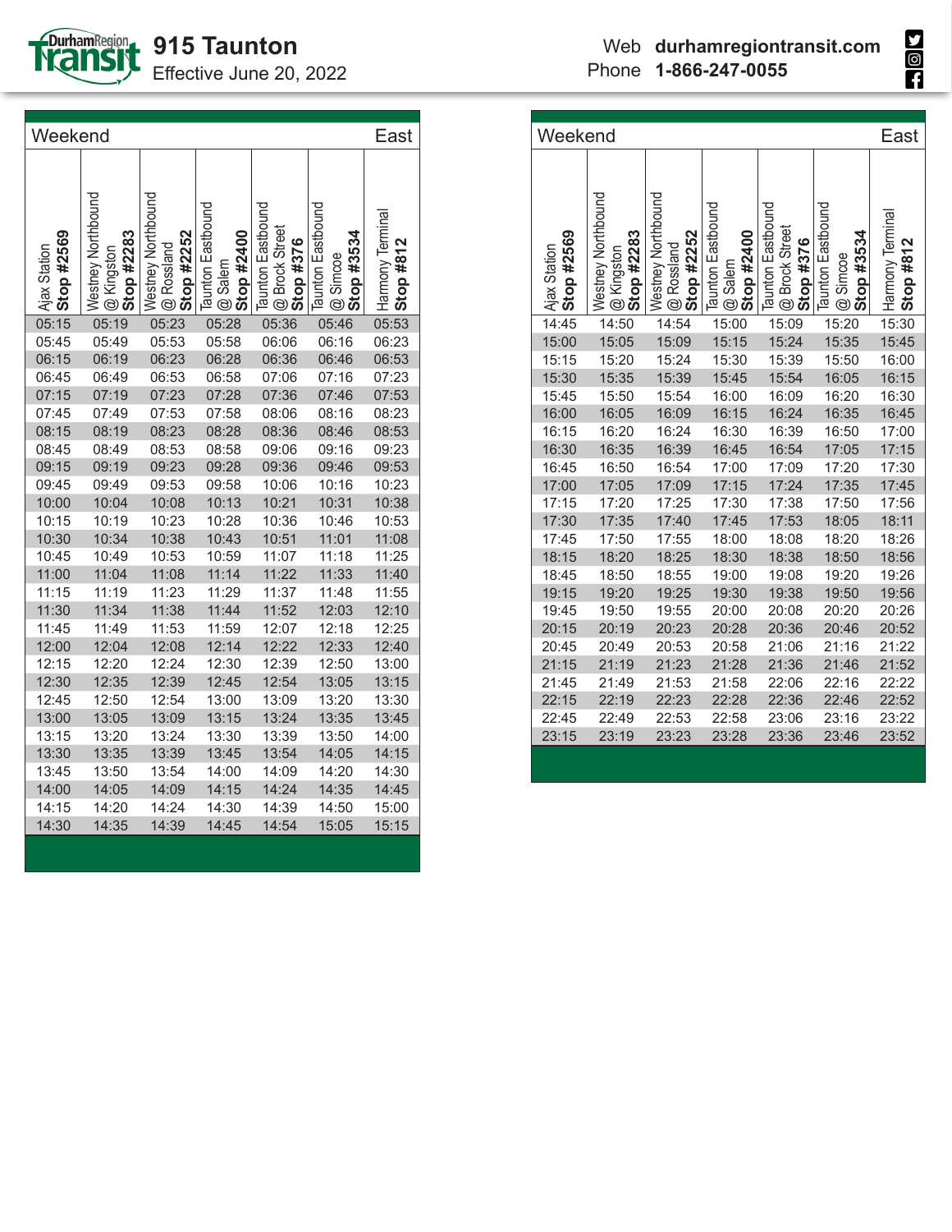# 915 Taunton

Effective June 20, 2022

Web **durhamregiontransit.com**
Phone **1-866-247-0055**

## Weekend — East

| Ajax Station **Stop #2569** | Westney Northbound @ Kingston **Stop #2283** | Westney Northbound @ Rossland **Stop #2252** | Taunton Eastbound @ Salem **Stop #2400** | Taunton Eastbound @ Brock Street **Stop #376** | Taunton Eastbound @ Simcoe **Stop #3534** | Harmony Terminal **Stop #812** |
|---|---|---|---|---|---|---|
| 05:15 | 05:19 | 05:23 | 05:28 | 05:36 | 05:46 | 05:53 |
| 05:45 | 05:49 | 05:53 | 05:58 | 06:06 | 06:16 | 06:23 |
| 06:15 | 06:19 | 06:23 | 06:28 | 06:36 | 06:46 | 06:53 |
| 06:45 | 06:49 | 06:53 | 06:58 | 07:06 | 07:16 | 07:23 |
| 07:15 | 07:19 | 07:23 | 07:28 | 07:36 | 07:46 | 07:53 |
| 07:45 | 07:49 | 07:53 | 07:58 | 08:06 | 08:16 | 08:23 |
| 08:15 | 08:19 | 08:23 | 08:28 | 08:36 | 08:46 | 08:53 |
| 08:45 | 08:49 | 08:53 | 08:58 | 09:06 | 09:16 | 09:23 |
| 09:15 | 09:19 | 09:23 | 09:28 | 09:36 | 09:46 | 09:53 |
| 09:45 | 09:49 | 09:53 | 09:58 | 10:06 | 10:16 | 10:23 |
| 10:00 | 10:04 | 10:08 | 10:13 | 10:21 | 10:31 | 10:38 |
| 10:15 | 10:19 | 10:23 | 10:28 | 10:36 | 10:46 | 10:53 |
| 10:30 | 10:34 | 10:38 | 10:43 | 10:51 | 11:01 | 11:08 |
| 10:45 | 10:49 | 10:53 | 10:59 | 11:07 | 11:18 | 11:25 |
| 11:00 | 11:04 | 11:08 | 11:14 | 11:22 | 11:33 | 11:40 |
| 11:15 | 11:19 | 11:23 | 11:29 | 11:37 | 11:48 | 11:55 |
| 11:30 | 11:34 | 11:38 | 11:44 | 11:52 | 12:03 | 12:10 |
| 11:45 | 11:49 | 11:53 | 11:59 | 12:07 | 12:18 | 12:25 |
| 12:00 | 12:04 | 12:08 | 12:14 | 12:22 | 12:33 | 12:40 |
| 12:15 | 12:20 | 12:24 | 12:30 | 12:39 | 12:50 | 13:00 |
| 12:30 | 12:35 | 12:39 | 12:45 | 12:54 | 13:05 | 13:15 |
| 12:45 | 12:50 | 12:54 | 13:00 | 13:09 | 13:20 | 13:30 |
| 13:00 | 13:05 | 13:09 | 13:15 | 13:24 | 13:35 | 13:45 |
| 13:15 | 13:20 | 13:24 | 13:30 | 13:39 | 13:50 | 14:00 |
| 13:30 | 13:35 | 13:39 | 13:45 | 13:54 | 14:05 | 14:15 |
| 13:45 | 13:50 | 13:54 | 14:00 | 14:09 | 14:20 | 14:30 |
| 14:00 | 14:05 | 14:09 | 14:15 | 14:24 | 14:35 | 14:45 |
| 14:15 | 14:20 | 14:24 | 14:30 | 14:39 | 14:50 | 15:00 |
| 14:30 | 14:35 | 14:39 | 14:45 | 14:54 | 15:05 | 15:15 |
| 14:45 | 14:50 | 14:54 | 15:00 | 15:09 | 15:20 | 15:30 |
| 15:00 | 15:05 | 15:09 | 15:15 | 15:24 | 15:35 | 15:45 |
| 15:15 | 15:20 | 15:24 | 15:30 | 15:39 | 15:50 | 16:00 |
| 15:30 | 15:35 | 15:39 | 15:45 | 15:54 | 16:05 | 16:15 |
| 15:45 | 15:50 | 15:54 | 16:00 | 16:09 | 16:20 | 16:30 |
| 16:00 | 16:05 | 16:09 | 16:15 | 16:24 | 16:35 | 16:45 |
| 16:15 | 16:20 | 16:24 | 16:30 | 16:39 | 16:50 | 17:00 |
| 16:30 | 16:35 | 16:39 | 16:45 | 16:54 | 17:05 | 17:15 |
| 16:45 | 16:50 | 16:54 | 17:00 | 17:09 | 17:20 | 17:30 |
| 17:00 | 17:05 | 17:09 | 17:15 | 17:24 | 17:35 | 17:45 |
| 17:15 | 17:20 | 17:25 | 17:30 | 17:38 | 17:50 | 17:56 |
| 17:30 | 17:35 | 17:40 | 17:45 | 17:53 | 18:05 | 18:11 |
| 17:45 | 17:50 | 17:55 | 18:00 | 18:08 | 18:20 | 18:26 |
| 18:15 | 18:20 | 18:25 | 18:30 | 18:38 | 18:50 | 18:56 |
| 18:45 | 18:50 | 18:55 | 19:00 | 19:08 | 19:20 | 19:26 |
| 19:15 | 19:20 | 19:25 | 19:30 | 19:38 | 19:50 | 19:56 |
| 19:45 | 19:50 | 19:55 | 20:00 | 20:08 | 20:20 | 20:26 |
| 20:15 | 20:19 | 20:23 | 20:28 | 20:36 | 20:46 | 20:52 |
| 20:45 | 20:49 | 20:53 | 20:58 | 21:06 | 21:16 | 21:22 |
| 21:15 | 21:19 | 21:23 | 21:28 | 21:36 | 21:46 | 21:52 |
| 21:45 | 21:49 | 21:53 | 21:58 | 22:06 | 22:16 | 22:22 |
| 22:15 | 22:19 | 22:23 | 22:28 | 22:36 | 22:46 | 22:52 |
| 22:45 | 22:49 | 22:53 | 22:58 | 23:06 | 23:16 | 23:22 |
| 23:15 | 23:19 | 23:23 | 23:28 | 23:36 | 23:46 | 23:52 |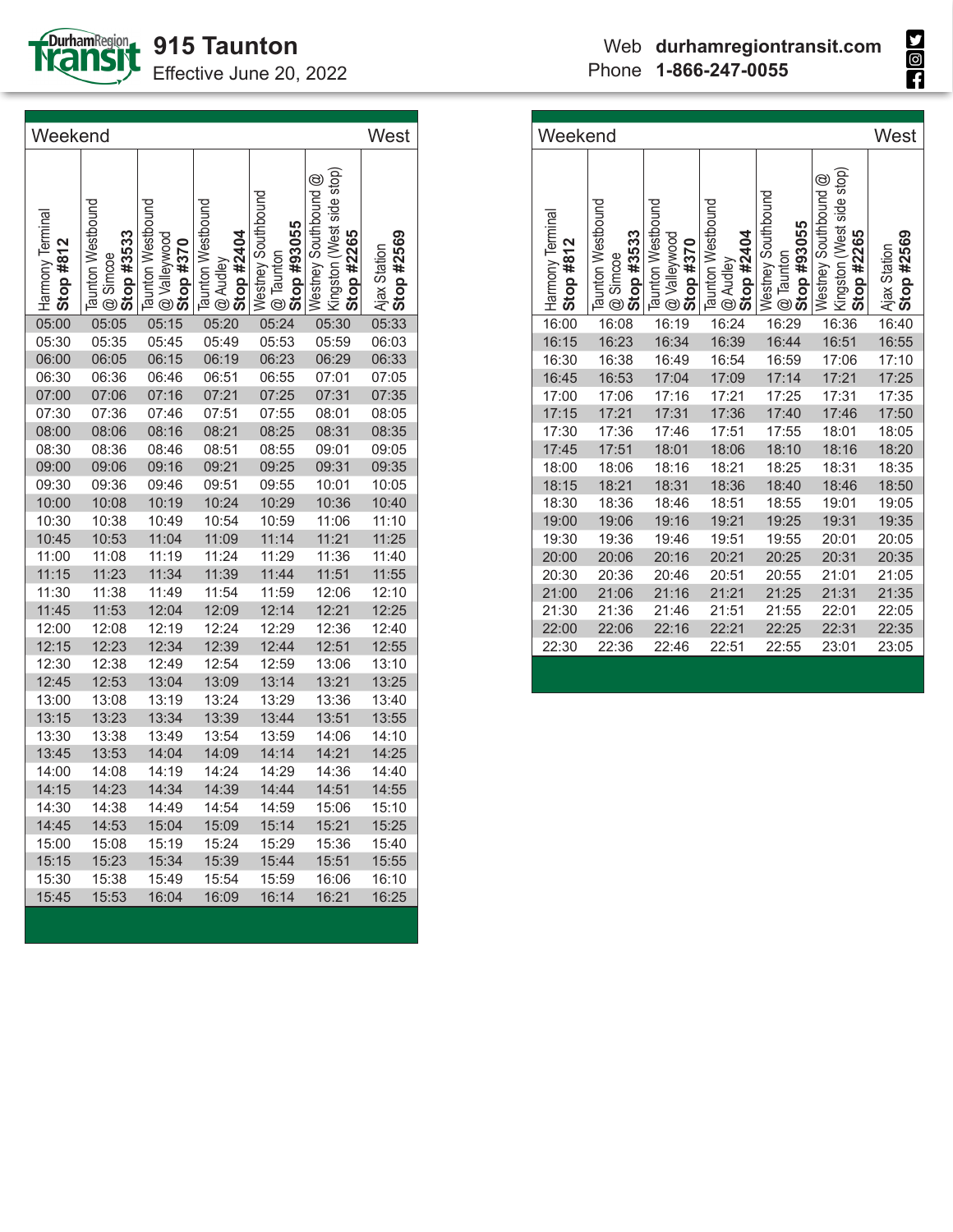# 915 Taunton

Effective June 20, 2022

Web **durhamregiontransit.com**
Phone **1-866-247-0055**

## Weekend — West

| Harmony Terminal **Stop #812** | Taunton Westbound @ Simcoe **Stop #3533** | Taunton Westbound @ Valleywood **Stop #370** | Taunton Westbound @ Audley **Stop #2404** | Westney Southbound @ Taunton **Stop #93055** | Westney Southbound @ Kingston (West side stop) **Stop #2265** | Ajax Station **Stop #2569** |
|---|---|---|---|---|---|---|
| 05:00 | 05:05 | 05:15 | 05:20 | 05:24 | 05:30 | 05:33 |
| 05:30 | 05:35 | 05:45 | 05:49 | 05:53 | 05:59 | 06:03 |
| 06:00 | 06:05 | 06:15 | 06:19 | 06:23 | 06:29 | 06:33 |
| 06:30 | 06:36 | 06:46 | 06:51 | 06:55 | 07:01 | 07:05 |
| 07:00 | 07:06 | 07:16 | 07:21 | 07:25 | 07:31 | 07:35 |
| 07:30 | 07:36 | 07:46 | 07:51 | 07:55 | 08:01 | 08:05 |
| 08:00 | 08:06 | 08:16 | 08:21 | 08:25 | 08:31 | 08:35 |
| 08:30 | 08:36 | 08:46 | 08:51 | 08:55 | 09:01 | 09:05 |
| 09:00 | 09:06 | 09:16 | 09:21 | 09:25 | 09:31 | 09:35 |
| 09:30 | 09:36 | 09:46 | 09:51 | 09:55 | 10:01 | 10:05 |
| 10:00 | 10:08 | 10:19 | 10:24 | 10:29 | 10:36 | 10:40 |
| 10:30 | 10:38 | 10:49 | 10:54 | 10:59 | 11:06 | 11:10 |
| 10:45 | 10:53 | 11:04 | 11:09 | 11:14 | 11:21 | 11:25 |
| 11:00 | 11:08 | 11:19 | 11:24 | 11:29 | 11:36 | 11:40 |
| 11:15 | 11:23 | 11:34 | 11:39 | 11:44 | 11:51 | 11:55 |
| 11:30 | 11:38 | 11:49 | 11:54 | 11:59 | 12:06 | 12:10 |
| 11:45 | 11:53 | 12:04 | 12:09 | 12:14 | 12:21 | 12:25 |
| 12:00 | 12:08 | 12:19 | 12:24 | 12:29 | 12:36 | 12:40 |
| 12:15 | 12:23 | 12:34 | 12:39 | 12:44 | 12:51 | 12:55 |
| 12:30 | 12:38 | 12:49 | 12:54 | 12:59 | 13:06 | 13:10 |
| 12:45 | 12:53 | 13:04 | 13:09 | 13:14 | 13:21 | 13:25 |
| 13:00 | 13:08 | 13:19 | 13:24 | 13:29 | 13:36 | 13:40 |
| 13:15 | 13:23 | 13:34 | 13:39 | 13:44 | 13:51 | 13:55 |
| 13:30 | 13:38 | 13:49 | 13:54 | 13:59 | 14:06 | 14:10 |
| 13:45 | 13:53 | 14:04 | 14:09 | 14:14 | 14:21 | 14:25 |
| 14:00 | 14:08 | 14:19 | 14:24 | 14:29 | 14:36 | 14:40 |
| 14:15 | 14:23 | 14:34 | 14:39 | 14:44 | 14:51 | 14:55 |
| 14:30 | 14:38 | 14:49 | 14:54 | 14:59 | 15:06 | 15:10 |
| 14:45 | 14:53 | 15:04 | 15:09 | 15:14 | 15:21 | 15:25 |
| 15:00 | 15:08 | 15:19 | 15:24 | 15:29 | 15:36 | 15:40 |
| 15:15 | 15:23 | 15:34 | 15:39 | 15:44 | 15:51 | 15:55 |
| 15:30 | 15:38 | 15:49 | 15:54 | 15:59 | 16:06 | 16:10 |
| 15:45 | 15:53 | 16:04 | 16:09 | 16:14 | 16:21 | 16:25 |
| 16:00 | 16:08 | 16:19 | 16:24 | 16:29 | 16:36 | 16:40 |
| 16:15 | 16:23 | 16:34 | 16:39 | 16:44 | 16:51 | 16:55 |
| 16:30 | 16:38 | 16:49 | 16:54 | 16:59 | 17:06 | 17:10 |
| 16:45 | 16:53 | 17:04 | 17:09 | 17:14 | 17:21 | 17:25 |
| 17:00 | 17:06 | 17:16 | 17:21 | 17:25 | 17:31 | 17:35 |
| 17:15 | 17:21 | 17:31 | 17:36 | 17:40 | 17:46 | 17:50 |
| 17:30 | 17:36 | 17:46 | 17:51 | 17:55 | 18:01 | 18:05 |
| 17:45 | 17:51 | 18:01 | 18:06 | 18:10 | 18:16 | 18:20 |
| 18:00 | 18:06 | 18:16 | 18:21 | 18:25 | 18:31 | 18:35 |
| 18:15 | 18:21 | 18:31 | 18:36 | 18:40 | 18:46 | 18:50 |
| 18:30 | 18:36 | 18:46 | 18:51 | 18:55 | 19:01 | 19:05 |
| 19:00 | 19:06 | 19:16 | 19:21 | 19:25 | 19:31 | 19:35 |
| 19:30 | 19:36 | 19:46 | 19:51 | 19:55 | 20:01 | 20:05 |
| 20:00 | 20:06 | 20:16 | 20:21 | 20:25 | 20:31 | 20:35 |
| 20:30 | 20:36 | 20:46 | 20:51 | 20:55 | 21:01 | 21:05 |
| 21:00 | 21:06 | 21:16 | 21:21 | 21:25 | 21:31 | 21:35 |
| 21:30 | 21:36 | 21:46 | 21:51 | 21:55 | 22:01 | 22:05 |
| 22:00 | 22:06 | 22:16 | 22:21 | 22:25 | 22:31 | 22:35 |
| 22:30 | 22:36 | 22:46 | 22:51 | 22:55 | 23:01 | 23:05 |